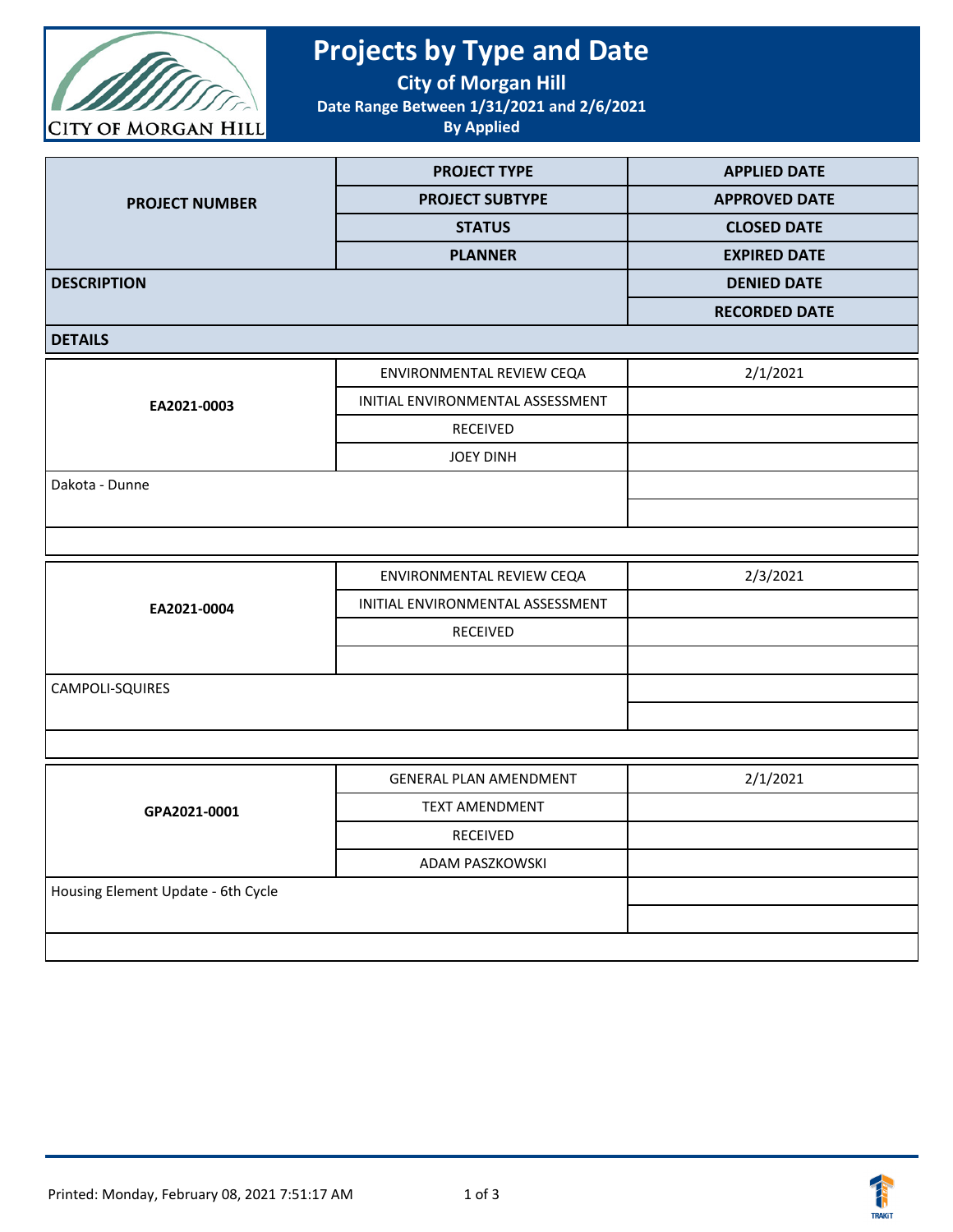# Projects by Type and Date

**City of Morgan Hill**

**Date Range Between 1/31/2021 and 2/6/2021**

**By Applied**

| PROJECT NUMBER | PROJECT TYPE / PROJECT SUBTYPE / STATUS / PLANNER | APPLIED DATE / APPROVED DATE / CLOSED DATE / EXPIRED DATE / DENIED DATE / RECORDED DATE |
|---|---|---|
| **DESCRIPTION** | | |
| **DETAILS** | | |

| | | |
|---|---|---|
| EA2021-0003 | ENVIRONMENTAL REVIEW CEQA | 2/1/2021 |
| | INITIAL ENVIRONMENTAL ASSESSMENT | |
| | RECEIVED | |
| | JOEY DINH | |
| Dakota - Dunne | | |

| | | |
|---|---|---|
| EA2021-0004 | ENVIRONMENTAL REVIEW CEQA | 2/3/2021 |
| | INITIAL ENVIRONMENTAL ASSESSMENT | |
| | RECEIVED | |
| | | |
| CAMPOLI-SQUIRES | | |

| | | |
|---|---|---|
| GPA2021-0001 | GENERAL PLAN AMENDMENT | 2/1/2021 |
| | TEXT AMENDMENT | |
| | RECEIVED | |
| | ADAM PASZKOWSKI | |
| Housing Element Update - 6th Cycle | | |

Printed: Monday, February 08, 2021 7:51:17 AM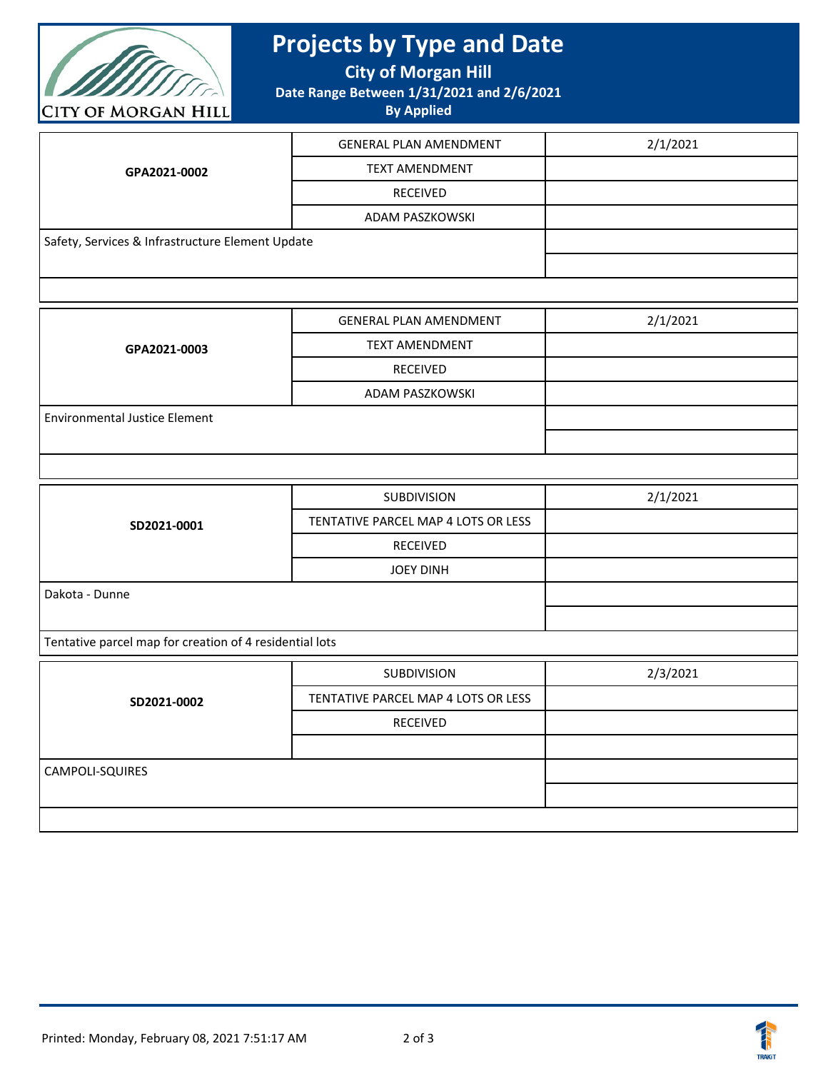# Projects by Type and Date

**City of Morgan Hill**

**Date Range Between 1/31/2021 and 2/6/2021**

**By Applied**

| | | |
|---|---|---|
| **GPA2021-0002** | GENERAL PLAN AMENDMENT | 2/1/2021 |
| | TEXT AMENDMENT | |
| | RECEIVED | |
| | ADAM PASZKOWSKI | |
| Safety, Services & Infrastructure Element Update | | |

| | | |
|---|---|---|
| **GPA2021-0003** | GENERAL PLAN AMENDMENT | 2/1/2021 |
| | TEXT AMENDMENT | |
| | RECEIVED | |
| | ADAM PASZKOWSKI | |
| Environmental Justice Element | | |

| | | |
|---|---|---|
| **SD2021-0001** | SUBDIVISION | 2/1/2021 |
| | TENTATIVE PARCEL MAP 4 LOTS OR LESS | |
| | RECEIVED | |
| | JOEY DINH | |
| Dakota - Dunne | | |
| Tentative parcel map for creation of 4 residential lots | | |

| | | |
|---|---|---|
| **SD2021-0002** | SUBDIVISION | 2/3/2021 |
| | TENTATIVE PARCEL MAP 4 LOTS OR LESS | |
| | RECEIVED | |
| CAMPOLI-SQUIRES | | |

Printed: Monday, February 08, 2021 7:51:17 AM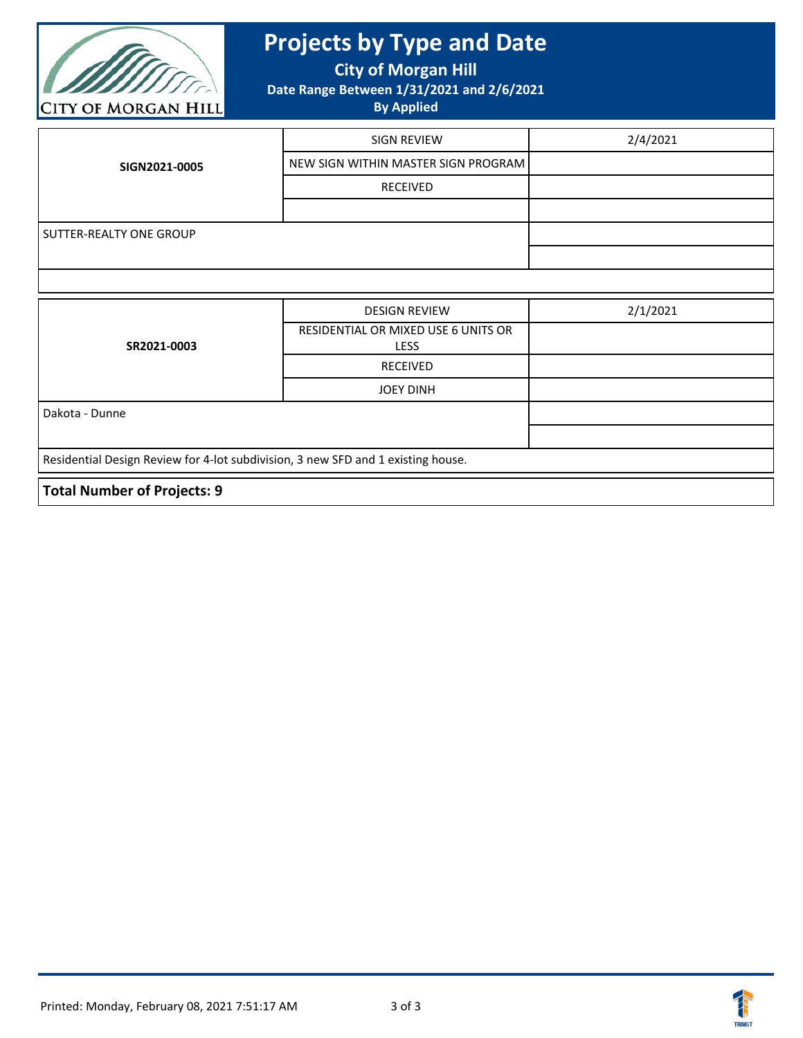# Projects by Type and Date

**City of Morgan Hill**

**Date Range Between 1/31/2021 and 2/6/2021**

**By Applied**

| | | |
|---|---|---|
| **SIGN2021-0005** | SIGN REVIEW | 2/4/2021 |
| | NEW SIGN WITHIN MASTER SIGN PROGRAM | |
| | RECEIVED | |
| | | |
| SUTTER-REALTY ONE GROUP | | |
| | | |
| | | |

| | | |
|---|---|---|
| **SR2021-0003** | DESIGN REVIEW | 2/1/2021 |
| | RESIDENTIAL OR MIXED USE 6 UNITS OR LESS | |
| | RECEIVED | |
| | JOEY DINH | |
| Dakota - Dunne | | |
| | | |
| Residential Design Review for 4-lot subdivision, 3 new SFD and 1 existing house. | | |

**Total Number of Projects: 9**

Printed: Monday, February 08, 2021 7:51:17 AM